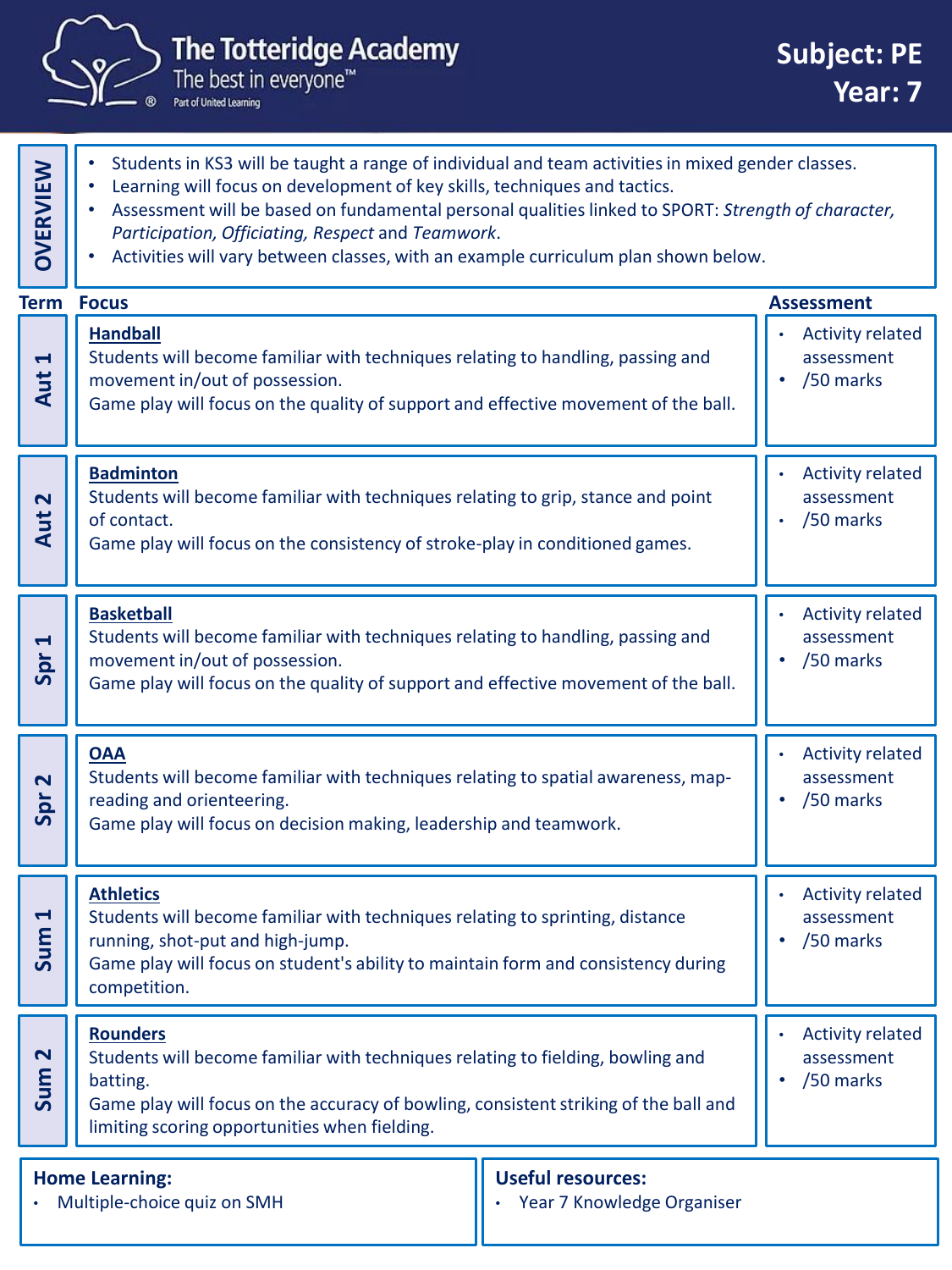# The Totteridge Academy

The best in everyone™

Part of United Learning

**Subject: PE**
**Year: 7**

## OVERVIEW

- Students in KS3 will be taught a range of individual and team activities in mixed gender classes.
- Learning will focus on development of key skills, techniques and tactics.
- Assessment will be based on fundamental personal qualities linked to SPORT: *Strength of character, Participation, Officiating, Respect* and *Teamwork*.
- Activities will vary between classes, with an example curriculum plan shown below.

| Term | Focus | Assessment |
| --- | --- | --- |
| Aut 1 | **Handball**<br>Students will become familiar with techniques relating to handling, passing and movement in/out of possession.<br>Game play will focus on the quality of support and effective movement of the ball. | • Activity related assessment<br>• /50 marks |
| Aut 2 | **Badminton**<br>Students will become familiar with techniques relating to grip, stance and point of contact.<br>Game play will focus on the consistency of stroke-play in conditioned games. | • Activity related assessment<br>• /50 marks |
| Spr 1 | **Basketball**<br>Students will become familiar with techniques relating to handling, passing and movement in/out of possession.<br>Game play will focus on the quality of support and effective movement of the ball. | • Activity related assessment<br>• /50 marks |
| Spr 2 | **OAA**<br>Students will become familiar with techniques relating to spatial awareness, map-reading and orienteering.<br>Game play will focus on decision making, leadership and teamwork. | • Activity related assessment<br>• /50 marks |
| Sum 1 | **Athletics**<br>Students will become familiar with techniques relating to sprinting, distance running, shot-put and high-jump.<br>Game play will focus on student's ability to maintain form and consistency during competition. | • Activity related assessment<br>• /50 marks |
| Sum 2 | **Rounders**<br>Students will become familiar with techniques relating to fielding, bowling and batting.<br>Game play will focus on the accuracy of bowling, consistent striking of the ball and limiting scoring opportunities when fielding. | • Activity related assessment<br>• /50 marks |

**Home Learning:**

- Multiple-choice quiz on SMH

**Useful resources:**

- Year 7 Knowledge Organiser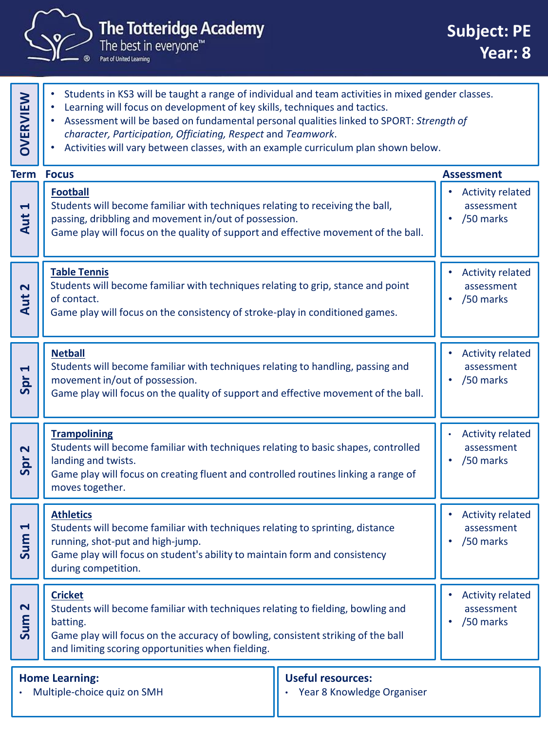# The Totteridge Academy

The best in everyone™

Part of United Learning

**Subject: PE**
**Year: 8**

## OVERVIEW

- Students in KS3 will be taught a range of individual and team activities in mixed gender classes.
- Learning will focus on development of key skills, techniques and tactics.
- Assessment will be based on fundamental personal qualities linked to SPORT: *Strength of character, Participation, Officiating, Respect* and *Teamwork*.
- Activities will vary between classes, with an example curriculum plan shown below.

| Term | Focus | Assessment |
|---|---|---|
| Aut 1 | **Football**<br>Students will become familiar with techniques relating to receiving the ball, passing, dribbling and movement in/out of possession.<br>Game play will focus on the quality of support and effective movement of the ball. | • Activity related assessment<br>• /50 marks |
| Aut 2 | **Table Tennis**<br>Students will become familiar with techniques relating to grip, stance and point of contact.<br>Game play will focus on the consistency of stroke-play in conditioned games. | • Activity related assessment<br>• /50 marks |
| Spr 1 | **Netball**<br>Students will become familiar with techniques relating to handling, passing and movement in/out of possession.<br>Game play will focus on the quality of support and effective movement of the ball. | • Activity related assessment<br>• /50 marks |
| Spr 2 | **Trampolining**<br>Students will become familiar with techniques relating to basic shapes, controlled landing and twists.<br>Game play will focus on creating fluent and controlled routines linking a range of moves together. | • Activity related assessment<br>• /50 marks |
| Sum 1 | **Athletics**<br>Students will become familiar with techniques relating to sprinting, distance running, shot-put and high-jump.<br>Game play will focus on student's ability to maintain form and consistency during competition. | • Activity related assessment<br>• /50 marks |
| Sum 2 | **Cricket**<br>Students will become familiar with techniques relating to fielding, bowling and batting.<br>Game play will focus on the accuracy of bowling, consistent striking of the ball and limiting scoring opportunities when fielding. | • Activity related assessment<br>• /50 marks |

**Home Learning:**

- Multiple-choice quiz on SMH

**Useful resources:**

- Year 8 Knowledge Organiser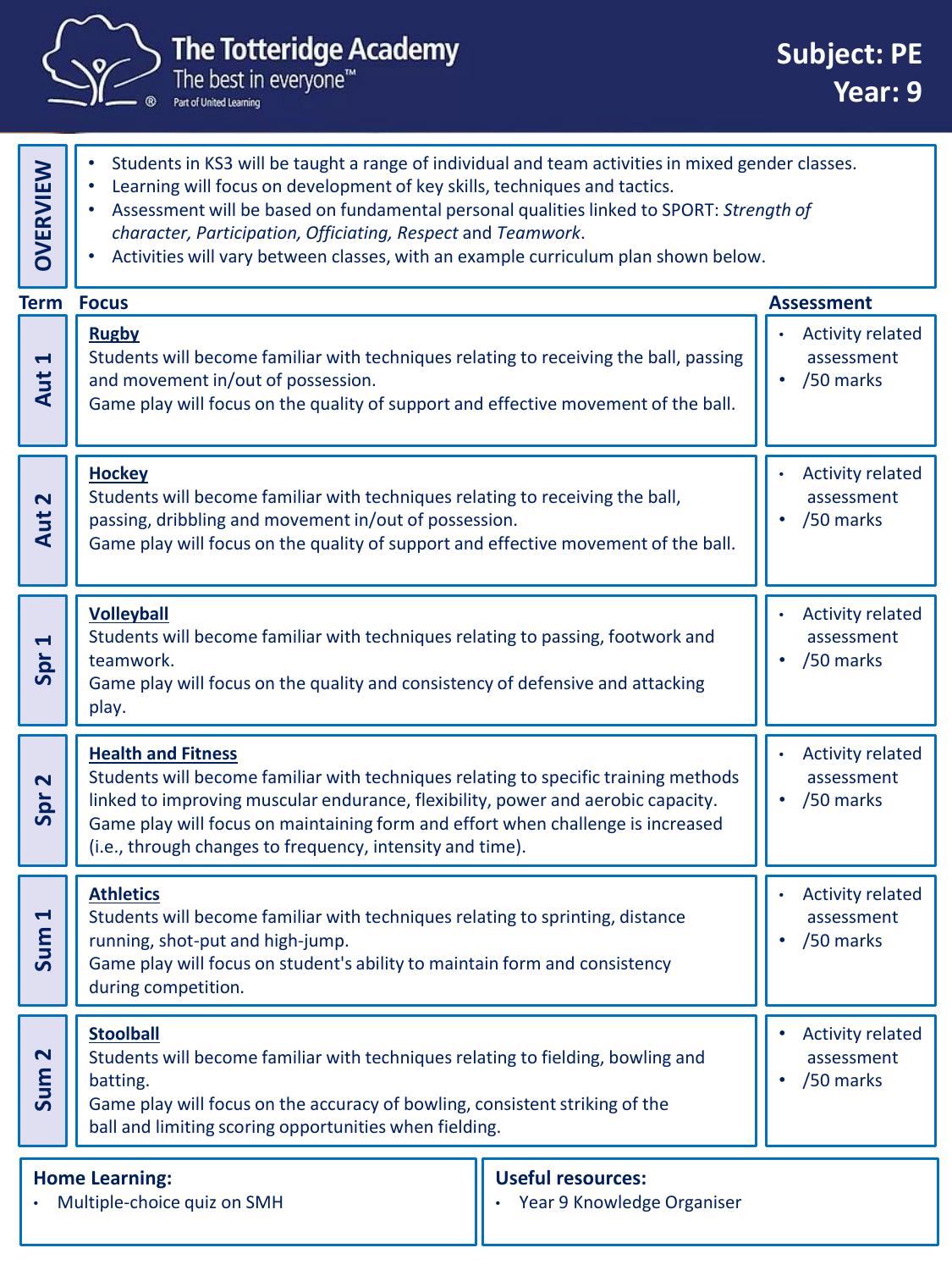# The Totteridge Academy

The best in everyone™

Part of United Learning

**Subject: PE**
**Year: 9**

## OVERVIEW

- Students in KS3 will be taught a range of individual and team activities in mixed gender classes.
- Learning will focus on development of key skills, techniques and tactics.
- Assessment will be based on fundamental personal qualities linked to SPORT: *Strength of character, Participation, Officiating, Respect* and *Teamwork*.
- Activities will vary between classes, with an example curriculum plan shown below.

| Term | Focus | Assessment |
|---|---|---|
| Aut 1 | **Rugby**<br>Students will become familiar with techniques relating to receiving the ball, passing and movement in/out of possession.<br>Game play will focus on the quality of support and effective movement of the ball. | • Activity related assessment<br>• /50 marks |
| Aut 2 | **Hockey**<br>Students will become familiar with techniques relating to receiving the ball, passing, dribbling and movement in/out of possession.<br>Game play will focus on the quality of support and effective movement of the ball. | • Activity related assessment<br>• /50 marks |
| Spr 1 | **Volleyball**<br>Students will become familiar with techniques relating to passing, footwork and teamwork.<br>Game play will focus on the quality and consistency of defensive and attacking play. | • Activity related assessment<br>• /50 marks |
| Spr 2 | **Health and Fitness**<br>Students will become familiar with techniques relating to specific training methods linked to improving muscular endurance, flexibility, power and aerobic capacity.<br>Game play will focus on maintaining form and effort when challenge is increased (i.e., through changes to frequency, intensity and time). | • Activity related assessment<br>• /50 marks |
| Sum 1 | **Athletics**<br>Students will become familiar with techniques relating to sprinting, distance running, shot-put and high-jump.<br>Game play will focus on student's ability to maintain form and consistency during competition. | • Activity related assessment<br>• /50 marks |
| Sum 2 | **Stoolball**<br>Students will become familiar with techniques relating to fielding, bowling and batting.<br>Game play will focus on the accuracy of bowling, consistent striking of the ball and limiting scoring opportunities when fielding. | • Activity related assessment<br>• /50 marks |

**Home Learning:**

- Multiple-choice quiz on SMH

**Useful resources:**

- Year 9 Knowledge Organiser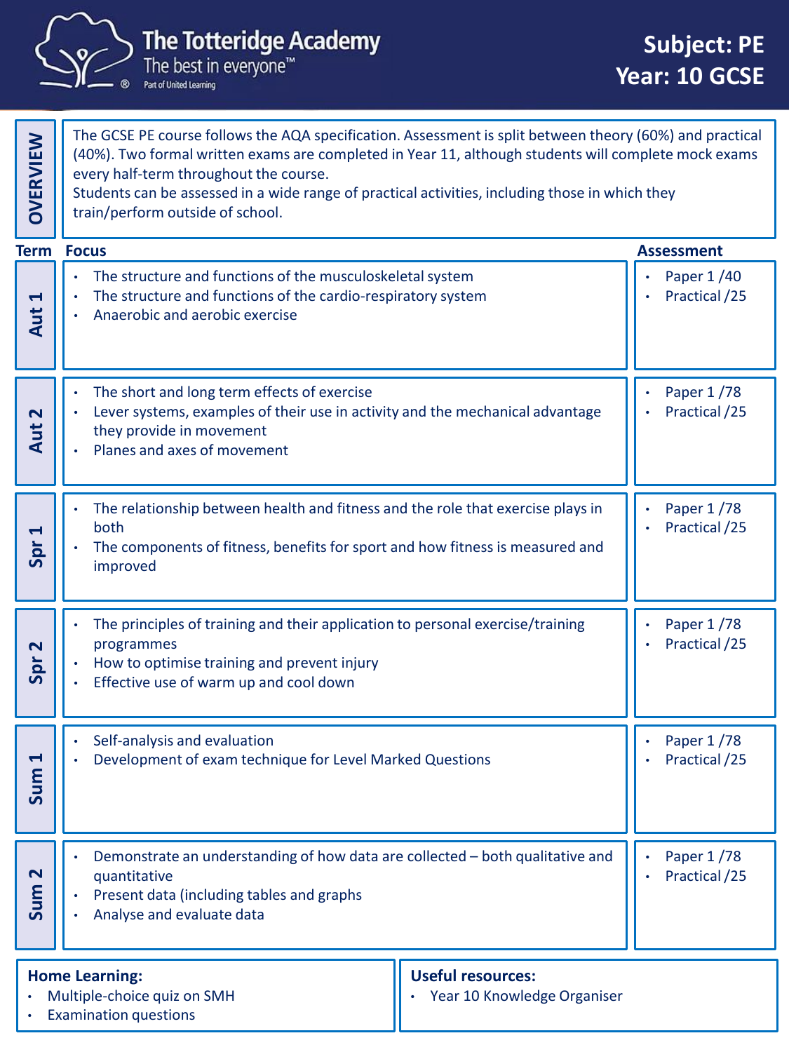# The Totteridge Academy

The best in everyone™

Part of United Learning

**Subject: PE**
**Year: 10 GCSE**

## OVERVIEW

The GCSE PE course follows the AQA specification. Assessment is split between theory (60%) and practical (40%). Two formal written exams are completed in Year 11, although students will complete mock exams every half-term throughout the course.
Students can be assessed in a wide range of practical activities, including those in which they train/perform outside of school.

| Term | Focus | Assessment |
|---|---|---|
| Aut 1 | • The structure and functions of the musculoskeletal system<br>• The structure and functions of the cardio-respiratory system<br>• Anaerobic and aerobic exercise | • Paper 1 /40<br>• Practical /25 |
| Aut 2 | • The short and long term effects of exercise<br>• Lever systems, examples of their use in activity and the mechanical advantage they provide in movement<br>• Planes and axes of movement | • Paper 1 /78<br>• Practical /25 |
| Spr 1 | • The relationship between health and fitness and the role that exercise plays in both<br>• The components of fitness, benefits for sport and how fitness is measured and improved | • Paper 1 /78<br>• Practical /25 |
| Spr 2 | • The principles of training and their application to personal exercise/training programmes<br>• How to optimise training and prevent injury<br>• Effective use of warm up and cool down | • Paper 1 /78<br>• Practical /25 |
| Sum 1 | • Self-analysis and evaluation<br>• Development of exam technique for Level Marked Questions | • Paper 1 /78<br>• Practical /25 |
| Sum 2 | • Demonstrate an understanding of how data are collected – both qualitative and quantitative<br>• Present data (including tables and graphs)<br>• Analyse and evaluate data | • Paper 1 /78<br>• Practical /25 |

**Home Learning:**

- Multiple-choice quiz on SMH
- Examination questions

**Useful resources:**

- Year 10 Knowledge Organiser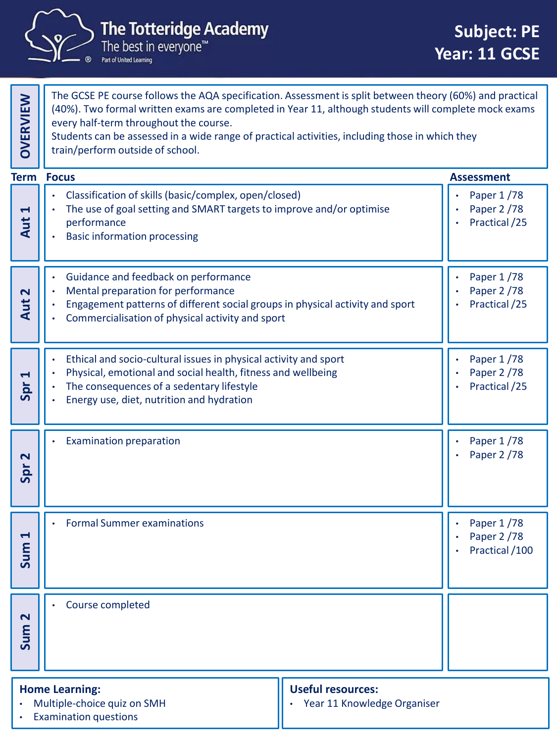# The Totteridge Academy

The best in everyone™

Part of United Learning

**Subject: PE**
**Year: 11 GCSE**

## OVERVIEW

The GCSE PE course follows the AQA specification. Assessment is split between theory (60%) and practical (40%). Two formal written exams are completed in Year 11, although students will complete mock exams every half-term throughout the course.
Students can be assessed in a wide range of practical activities, including those in which they train/perform outside of school.

| Term | Focus | Assessment |
|---|---|---|
| Aut 1 | • Classification of skills (basic/complex, open/closed)<br>• The use of goal setting and SMART targets to improve and/or optimise performance<br>• Basic information processing | • Paper 1 /78<br>• Paper 2 /78<br>• Practical /25 |
| Aut 2 | • Guidance and feedback on performance<br>• Mental preparation for performance<br>• Engagement patterns of different social groups in physical activity and sport<br>• Commercialisation of physical activity and sport | • Paper 1 /78<br>• Paper 2 /78<br>• Practical /25 |
| Spr 1 | • Ethical and socio-cultural issues in physical activity and sport<br>• Physical, emotional and social health, fitness and wellbeing<br>• The consequences of a sedentary lifestyle<br>• Energy use, diet, nutrition and hydration | • Paper 1 /78<br>• Paper 2 /78<br>• Practical /25 |
| Spr 2 | • Examination preparation | • Paper 1 /78<br>• Paper 2 /78 |
| Sum 1 | • Formal Summer examinations | • Paper 1 /78<br>• Paper 2 /78<br>• Practical /100 |
| Sum 2 | • Course completed | |

**Home Learning:**
- Multiple-choice quiz on SMH
- Examination questions

**Useful resources:**
- Year 11 Knowledge Organiser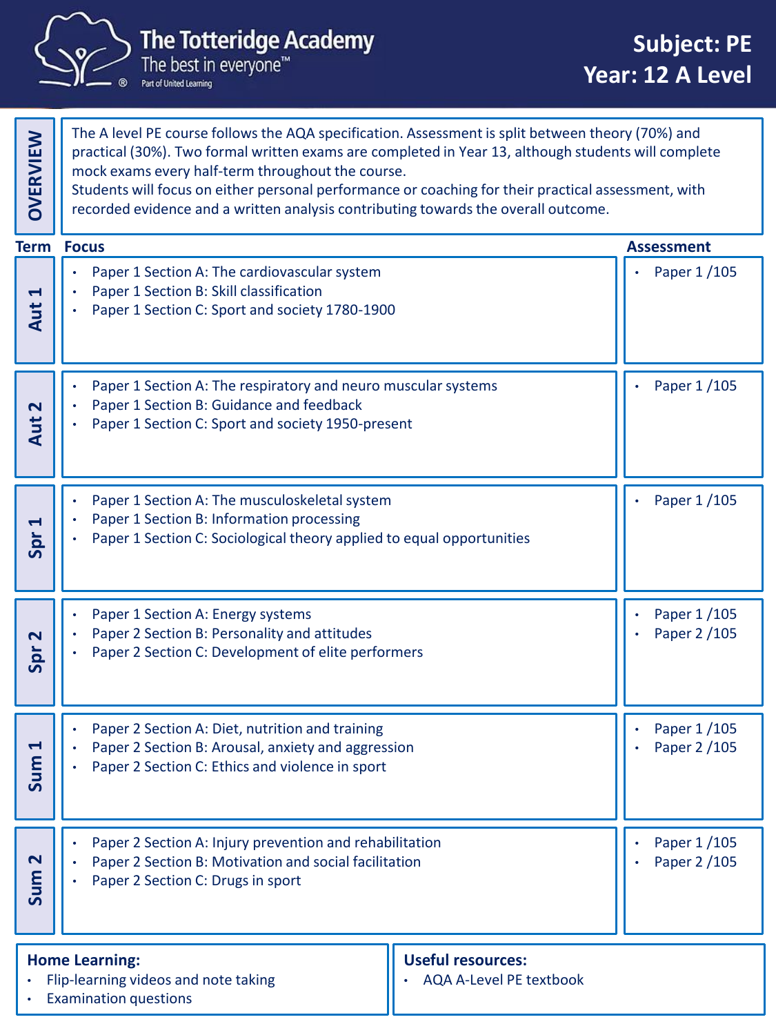# The Totteridge Academy

The best in everyone™

Part of United Learning

**Subject: PE**
**Year: 12 A Level**

## OVERVIEW

The A level PE course follows the AQA specification. Assessment is split between theory (70%) and practical (30%). Two formal written exams are completed in Year 13, although students will complete mock exams every half-term throughout the course.
Students will focus on either personal performance or coaching for their practical assessment, with recorded evidence and a written analysis contributing towards the overall outcome.

| Term | Focus | Assessment |
| --- | --- | --- |
| Aut 1 | • Paper 1 Section A: The cardiovascular system<br>• Paper 1 Section B: Skill classification<br>• Paper 1 Section C: Sport and society 1780-1900 | • Paper 1 /105 |
| Aut 2 | • Paper 1 Section A: The respiratory and neuro muscular systems<br>• Paper 1 Section B: Guidance and feedback<br>• Paper 1 Section C: Sport and society 1950-present | • Paper 1 /105 |
| Spr 1 | • Paper 1 Section A: The musculoskeletal system<br>• Paper 1 Section B: Information processing<br>• Paper 1 Section C: Sociological theory applied to equal opportunities | • Paper 1 /105 |
| Spr 2 | • Paper 1 Section A: Energy systems<br>• Paper 2 Section B: Personality and attitudes<br>• Paper 2 Section C: Development of elite performers | • Paper 1 /105<br>• Paper 2 /105 |
| Sum 1 | • Paper 2 Section A: Diet, nutrition and training<br>• Paper 2 Section B: Arousal, anxiety and aggression<br>• Paper 2 Section C: Ethics and violence in sport | • Paper 1 /105<br>• Paper 2 /105 |
| Sum 2 | • Paper 2 Section A: Injury prevention and rehabilitation<br>• Paper 2 Section B: Motivation and social facilitation<br>• Paper 2 Section C: Drugs in sport | • Paper 1 /105<br>• Paper 2 /105 |

**Home Learning:**
- Flip-learning videos and note taking
- Examination questions

**Useful resources:**
- AQA A-Level PE textbook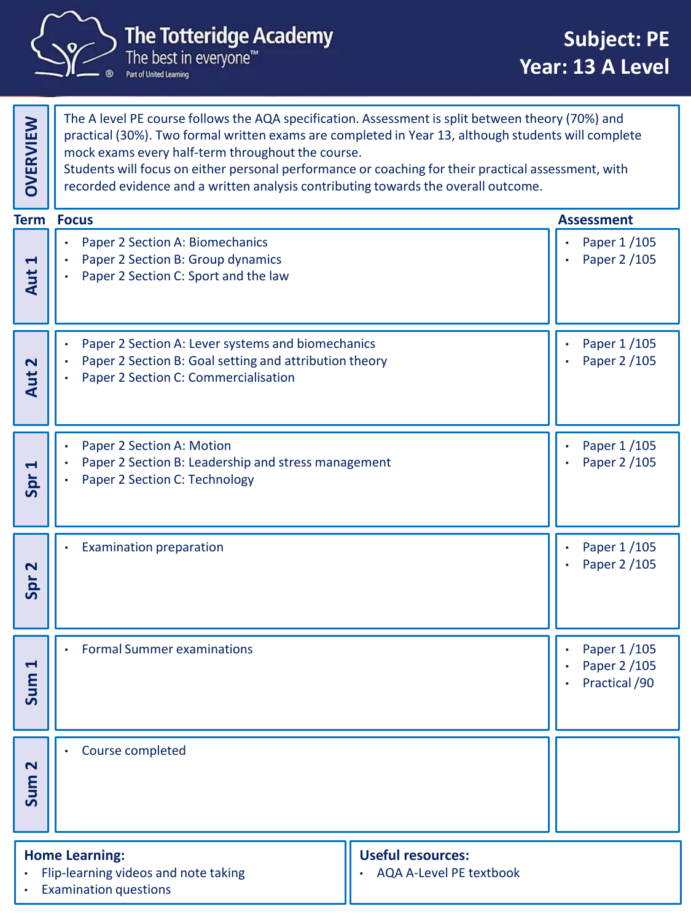# The Totteridge Academy

The best in everyone™

Part of United Learning

**Subject: PE**
**Year: 13 A Level**

## OVERVIEW

The A level PE course follows the AQA specification. Assessment is split between theory (70%) and practical (30%). Two formal written exams are completed in Year 13, although students will complete mock exams every half-term throughout the course.
Students will focus on either personal performance or coaching for their practical assessment, with recorded evidence and a written analysis contributing towards the overall outcome.

| Term | Focus | Assessment |
| --- | --- | --- |
| Aut 1 | • Paper 2 Section A: Biomechanics<br>• Paper 2 Section B: Group dynamics<br>• Paper 2 Section C: Sport and the law | • Paper 1 /105<br>• Paper 2 /105 |
| Aut 2 | • Paper 2 Section A: Lever systems and biomechanics<br>• Paper 2 Section B: Goal setting and attribution theory<br>• Paper 2 Section C: Commercialisation | • Paper 1 /105<br>• Paper 2 /105 |
| Spr 1 | • Paper 2 Section A: Motion<br>• Paper 2 Section B: Leadership and stress management<br>• Paper 2 Section C: Technology | • Paper 1 /105<br>• Paper 2 /105 |
| Spr 2 | • Examination preparation | • Paper 1 /105<br>• Paper 2 /105 |
| Sum 1 | • Formal Summer examinations | • Paper 1 /105<br>• Paper 2 /105<br>• Practical /90 |
| Sum 2 | • Course completed | |

**Home Learning:**
- Flip-learning videos and note taking
- Examination questions

**Useful resources:**
- AQA A-Level PE textbook